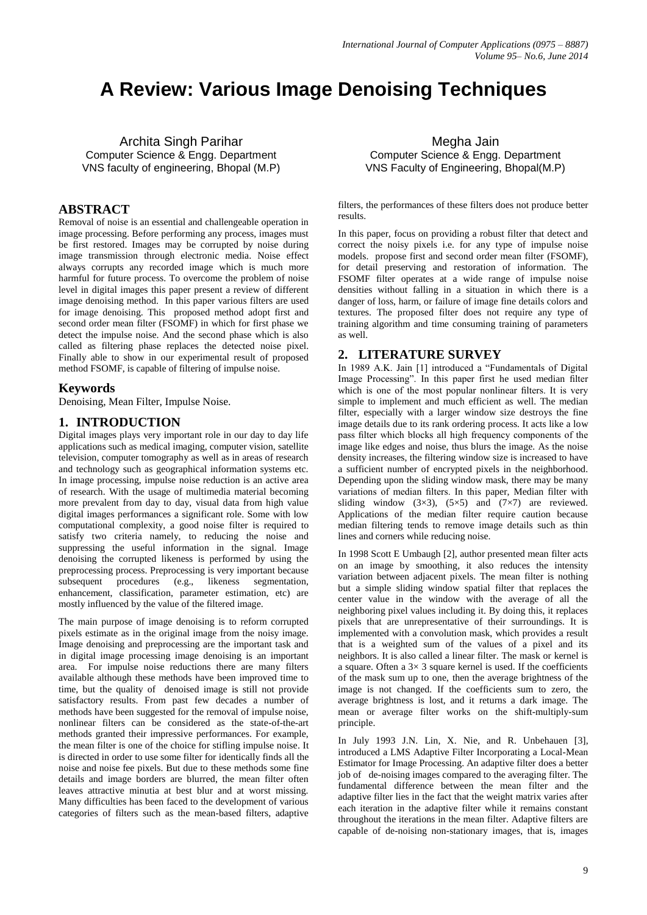# A Review: Various Image Denoising Techniques

Archita Singh Parihar
Computer Science & Engg. Department
VNS faculty of engineering, Bhopal (M.P)

Megha Jain
Computer Science & Engg. Department
VNS Faculty of Engineering, Bhopal(M.P)

## ABSTRACT

Removal of noise is an essential and challengeable operation in image processing. Before performing any process, images must be first restored. Images may be corrupted by noise during image transmission through electronic media. Noise effect always corrupts any recorded image which is much more harmful for future process. To overcome the problem of noise level in digital images this paper present a review of different image denoising method. In this paper various filters are used for image denoising. This proposed method adopt first and second order mean filter (FSOMF) in which for first phase we detect the impulse noise. And the second phase which is also called as filtering phase replaces the detected noise pixel. Finally able to show in our experimental result of proposed method FSOMF, is capable of filtering of impulse noise.

## Keywords

Denoising, Mean Filter, Impulse Noise.

## 1. INTRODUCTION

Digital images plays very important role in our day to day life applications such as medical imaging, computer vision, satellite television, computer tomography as well as in areas of research and technology such as geographical information systems etc. In image processing, impulse noise reduction is an active area of research. With the usage of multimedia material becoming more prevalent from day to day, visual data from high value digital images performances a significant role. Some with low computational complexity, a good noise filter is required to satisfy two criteria namely, to reducing the noise and suppressing the useful information in the signal. Image denoising the corrupted likeness is performed by using the preprocessing process. Preprocessing is very important because subsequent procedures (e.g., likeness segmentation, enhancement, classification, parameter estimation, etc) are mostly influenced by the value of the filtered image.

The main purpose of image denoising is to reform corrupted pixels estimate as in the original image from the noisy image. Image denoising and preprocessing are the important task and in digital image processing image denoising is an important area. For impulse noise reductions there are many filters available although these methods have been improved time to time, but the quality of denoised image is still not provide satisfactory results. From past few decades a number of methods have been suggested for the removal of impulse noise, nonlinear filters can be considered as the state-of-the-art methods granted their impressive performances. For example, the mean filter is one of the choice for stifling impulse noise. It is directed in order to use some filter for identically finds all the noise and noise fee pixels. But due to these methods some fine details and image borders are blurred, the mean filter often leaves attractive minutia at best blur and at worst missing. Many difficulties has been faced to the development of various categories of filters such as the mean-based filters, adaptive filters, the performances of these filters does not produce better results.

In this paper, focus on providing a robust filter that detect and correct the noisy pixels i.e. for any type of impulse noise models. propose first and second order mean filter (FSOMF), for detail preserving and restoration of information. The FSOMF filter operates at a wide range of impulse noise densities without falling in a situation in which there is a danger of loss, harm, or failure of image fine details colors and textures. The proposed filter does not require any type of training algorithm and time consuming training of parameters as well.

## 2. LITERATURE SURVEY

In 1989 A.K. Jain [1] introduced a "Fundamentals of Digital Image Processing". In this paper first he used median filter which is one of the most popular nonlinear filters. It is very simple to implement and much efficient as well. The median filter, especially with a larger window size destroys the fine image details due to its rank ordering process. It acts like a low pass filter which blocks all high frequency components of the image like edges and noise, thus blurs the image. As the noise density increases, the filtering window size is increased to have a sufficient number of encrypted pixels in the neighborhood. Depending upon the sliding window mask, there may be many variations of median filters. In this paper, Median filter with sliding window (3×3), (5×5) and (7×7) are reviewed. Applications of the median filter require caution because median filtering tends to remove image details such as thin lines and corners while reducing noise.

In 1998 Scott E Umbaugh [2], author presented mean filter acts on an image by smoothing, it also reduces the intensity variation between adjacent pixels. The mean filter is nothing but a simple sliding window spatial filter that replaces the center value in the window with the average of all the neighboring pixel values including it. By doing this, it replaces pixels that are unrepresentative of their surroundings. It is implemented with a convolution mask, which provides a result that is a weighted sum of the values of a pixel and its neighbors. It is also called a linear filter. The mask or kernel is a square. Often a 3× 3 square kernel is used. If the coefficients of the mask sum up to one, then the average brightness of the image is not changed. If the coefficients sum to zero, the average brightness is lost, and it returns a dark image. The mean or average filter works on the shift-multiply-sum principle.

In July 1993 J.N. Lin, X. Nie, and R. Unbehauen [3], introduced a LMS Adaptive Filter Incorporating a Local-Mean Estimator for Image Processing. An adaptive filter does a better job of de-noising images compared to the averaging filter. The fundamental difference between the mean filter and the adaptive filter lies in the fact that the weight matrix varies after each iteration in the adaptive filter while it remains constant throughout the iterations in the mean filter. Adaptive filters are capable of de-noising non-stationary images, that is, images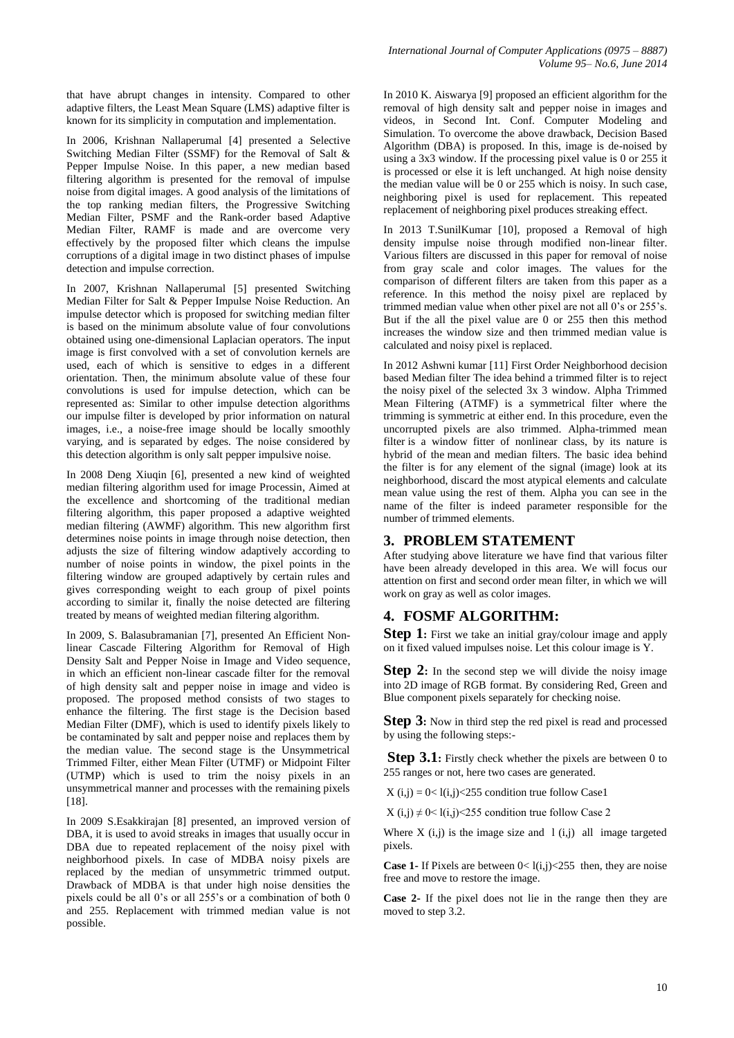that have abrupt changes in intensity. Compared to other adaptive filters, the Least Mean Square (LMS) adaptive filter is known for its simplicity in computation and implementation.

In 2006, Krishnan Nallaperumal [4] presented a Selective Switching Median Filter (SSMF) for the Removal of Salt & Pepper Impulse Noise. In this paper, a new median based filtering algorithm is presented for the removal of impulse noise from digital images. A good analysis of the limitations of the top ranking median filters, the Progressive Switching Median Filter, PSMF and the Rank-order based Adaptive Median Filter, RAMF is made and are overcome very effectively by the proposed filter which cleans the impulse corruptions of a digital image in two distinct phases of impulse detection and impulse correction.

In 2007, Krishnan Nallaperumal [5] presented Switching Median Filter for Salt & Pepper Impulse Noise Reduction. An impulse detector which is proposed for switching median filter is based on the minimum absolute value of four convolutions obtained using one-dimensional Laplacian operators. The input image is first convolved with a set of convolution kernels are used, each of which is sensitive to edges in a different orientation. Then, the minimum absolute value of these four convolutions is used for impulse detection, which can be represented as: Similar to other impulse detection algorithms our impulse filter is developed by prior information on natural images, i.e., a noise-free image should be locally smoothly varying, and is separated by edges. The noise considered by this detection algorithm is only salt pepper impulsive noise.

In 2008 Deng Xiuqin [6], presented a new kind of weighted median filtering algorithm used for image Processin, Aimed at the excellence and shortcoming of the traditional median filtering algorithm, this paper proposed a adaptive weighted median filtering (AWMF) algorithm. This new algorithm first determines noise points in image through noise detection, then adjusts the size of filtering window adaptively according to number of noise points in window, the pixel points in the filtering window are grouped adaptively by certain rules and gives corresponding weight to each group of pixel points according to similar it, finally the noise detected are filtering treated by means of weighted median filtering algorithm.

In 2009, S. Balasubramanian [7], presented An Efficient Non-linear Cascade Filtering Algorithm for Removal of High Density Salt and Pepper Noise in Image and Video sequence, in which an efficient non-linear cascade filter for the removal of high density salt and pepper noise in image and video is proposed. The proposed method consists of two stages to enhance the filtering. The first stage is the Decision based Median Filter (DMF), which is used to identify pixels likely to be contaminated by salt and pepper noise and replaces them by the median value. The second stage is the Unsymmetrical Trimmed Filter, either Mean Filter (UTMF) or Midpoint Filter (UTMP) which is used to trim the noisy pixels in an unsymmetrical manner and processes with the remaining pixels [18].

In 2009 S.Esakkirajan [8] presented, an improved version of DBA, it is used to avoid streaks in images that usually occur in DBA due to repeated replacement of the noisy pixel with neighborhood pixels. In case of MDBA noisy pixels are replaced by the median of unsymmetric trimmed output. Drawback of MDBA is that under high noise densities the pixels could be all 0's or all 255's or a combination of both 0 and 255. Replacement with trimmed median value is not possible.

In 2010 K. Aiswarya [9] proposed an efficient algorithm for the removal of high density salt and pepper noise in images and videos, in Second Int. Conf. Computer Modeling and Simulation. To overcome the above drawback, Decision Based Algorithm (DBA) is proposed. In this, image is de-noised by using a 3x3 window. If the processing pixel value is 0 or 255 it is processed or else it is left unchanged. At high noise density the median value will be 0 or 255 which is noisy. In such case, neighboring pixel is used for replacement. This repeated replacement of neighboring pixel produces streaking effect.

In 2013 T.SunilKumar [10], proposed a Removal of high density impulse noise through modified non-linear filter. Various filters are discussed in this paper for removal of noise from gray scale and color images. The values for the comparison of different filters are taken from this paper as a reference. In this method the noisy pixel are replaced by trimmed median value when other pixel are not all 0's or 255's. But if the all the pixel value are 0 or 255 then this method increases the window size and then trimmed median value is calculated and noisy pixel is replaced.

In 2012 Ashwni kumar [11] First Order Neighborhood decision based Median filter The idea behind a trimmed filter is to reject the noisy pixel of the selected 3x 3 window. Alpha Trimmed Mean Filtering (ATMF) is a symmetrical filter where the trimming is symmetric at either end. In this procedure, even the uncorrupted pixels are also trimmed. Alpha-trimmed mean filter is a window fitter of nonlinear class, by its nature is hybrid of the mean and median filters. The basic idea behind the filter is for any element of the signal (image) look at its neighborhood, discard the most atypical elements and calculate mean value using the rest of them. Alpha you can see in the name of the filter is indeed parameter responsible for the number of trimmed elements.

## 3. PROBLEM STATEMENT

After studying above literature we have find that various filter have been already developed in this area. We will focus our attention on first and second order mean filter, in which we will work on gray as well as color images.

## 4. FOSMF ALGORITHM:

**Step 1:** First we take an initial gray/colour image and apply on it fixed valued impulses noise. Let this colour image is Y.

**Step 2:** In the second step we will divide the noisy image into 2D image of RGB format. By considering Red, Green and Blue component pixels separately for checking noise.

**Step 3:** Now in third step the red pixel is read and processed by using the following steps:-

**Step 3.1:** Firstly check whether the pixels are between 0 to 255 ranges or not, here two cases are generated.

$X(i,j) = 0 < l(i,j) < 255$ condition true follow Case1

$X(i,j) \neq 0 < l(i,j) < 255$ condition true follow Case 2

Where $X(i,j)$ is the image size and $l(i,j)$ all image targeted pixels.

**Case 1-** If Pixels are between $0 < l(i,j) < 255$ then, they are noise free and move to restore the image.

**Case 2-** If the pixel does not lie in the range then they are moved to step 3.2.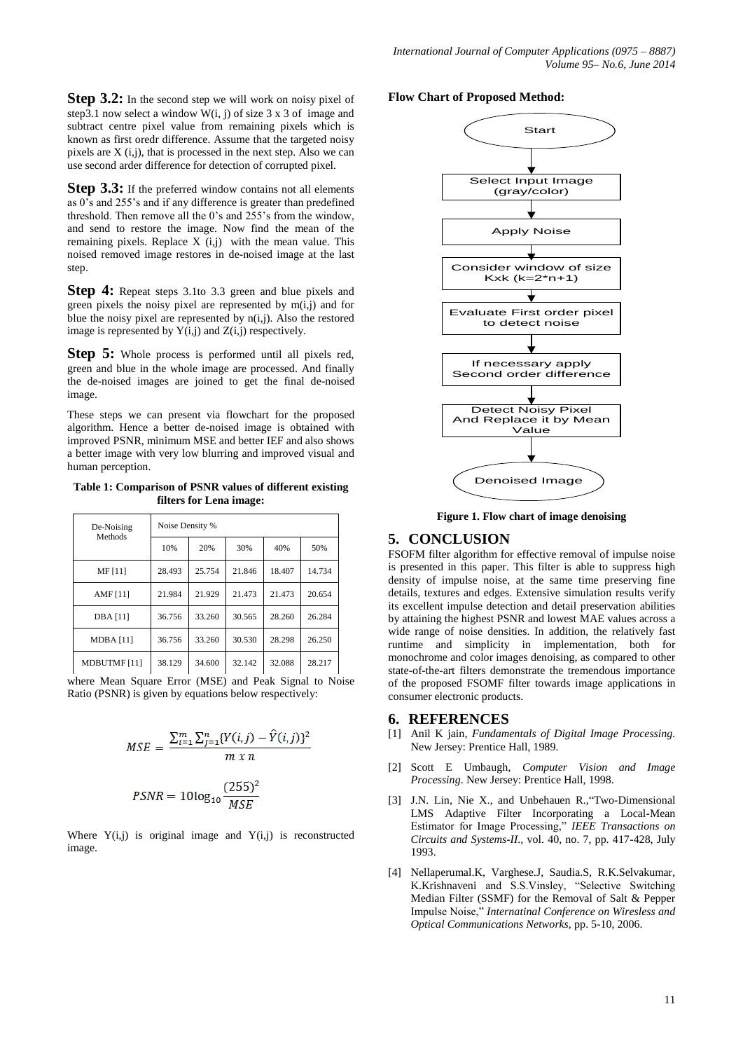**Step 3.2:** In the second step we will work on noisy pixel of step3.1 now select a window W(i, j) of size 3 x 3 of image and subtract centre pixel value from remaining pixels which is known as first oredr difference. Assume that the targeted noisy pixels are X (i,j), that is processed in the next step. Also we can use second arder difference for detection of corrupted pixel.

**Step 3.3:** If the preferred window contains not all elements as 0's and 255's and if any difference is greater than predefined threshold. Then remove all the 0's and 255's from the window, and send to restore the image. Now find the mean of the remaining pixels. Replace X (i,j) with the mean value. This noised removed image restores in de-noised image at the last step.

**Step 4:** Repeat steps 3.1to 3.3 green and blue pixels and green pixels the noisy pixel are represented by m(i,j) and for blue the noisy pixel are represented by n(i,j). Also the restored image is represented by Y(i,j) and Z(i,j) respectively.

**Step 5:** Whole process is performed until all pixels red, green and blue in the whole image are processed. And finally the de-noised images are joined to get the final de-noised image.

These steps we can present via flowchart for the proposed algorithm. Hence a better de-noised image is obtained with improved PSNR, minimum MSE and better IEF and also shows a better image with very low blurring and improved visual and human perception.

**Table 1: Comparison of PSNR values of different existing filters for Lena image:**

| De-Noising Methods | Noise Density % | | | | |
|---|---|---|---|---|---|
| | 10% | 20% | 30% | 40% | 50% |
| MF [11] | 28.493 | 25.754 | 21.846 | 18.407 | 14.734 |
| AMF [11] | 21.984 | 21.929 | 21.473 | 21.473 | 20.654 |
| DBA [11] | 36.756 | 33.260 | 30.565 | 28.260 | 26.284 |
| MDBA [11] | 36.756 | 33.260 | 30.530 | 28.298 | 26.250 |
| MDBUTMF [11] | 38.129 | 34.600 | 32.142 | 32.088 | 28.217 |

where Mean Square Error (MSE) and Peak Signal to Noise Ratio (PSNR) is given by equations below respectively:

$$MSE = \frac{\sum_{i=1}^{m}\sum_{j=1}^{n}\{Y(i,j) - \hat{Y}(i,j)\}^2}{m\ x\ n}$$

$$PSNR = 10\log_{10}\frac{(255)^2}{MSE}$$

Where Y(i,j) is original image and Y(i,j) is reconstructed image.

**Flow Chart of Proposed Method:**

Start

Select Input Image (gray/color)

Apply Noise

Consider window of size KxK (k=2*n+1)

Evaluate First order pixel to detect noise

If necessary apply Second order difference

Detect Noisy Pixel And Replace it by Mean Value

Denoised Image

**Figure 1. Flow chart of image denoising**

## 5. CONCLUSION

FSOFM filter algorithm for effective removal of impulse noise is presented in this paper. This filter is able to suppress high density of impulse noise, at the same time preserving fine details, textures and edges. Extensive simulation results verify its excellent impulse detection and detail preservation abilities by attaining the highest PSNR and lowest MAE values across a wide range of noise densities. In addition, the relatively fast runtime and simplicity in implementation, both for monochrome and color images denoising, as compared to other state-of-the-art filters demonstrate the tremendous importance of the proposed FSOMF filter towards image applications in consumer electronic products.

## 6. REFERENCES

[1] Anil K jain, *Fundamentals of Digital Image Processing*. New Jersey: Prentice Hall, 1989.

[2] Scott E Umbaugh, *Computer Vision and Image Processing*. New Jersey: Prentice Hall, 1998.

[3] J.N. Lin, Nie X., and Unbehauen R.,"Two-Dimensional LMS Adaptive Filter Incorporating a Local-Mean Estimator for Image Processing," *IEEE Transactions on Circuits and Systems-II*., vol. 40, no. 7, pp. 417-428, July 1993.

[4] Nellaperumal.K, Varghese.J, Saudia.S, R.K.Selvakumar, K.Krishnaveni and S.S.Vinsley, "Selective Switching Median Filter (SSMF) for the Removal of Salt & Pepper Impulse Noise," *Internatinal Conference on Wiresless and Optical Communications Networks*, pp. 5-10, 2006.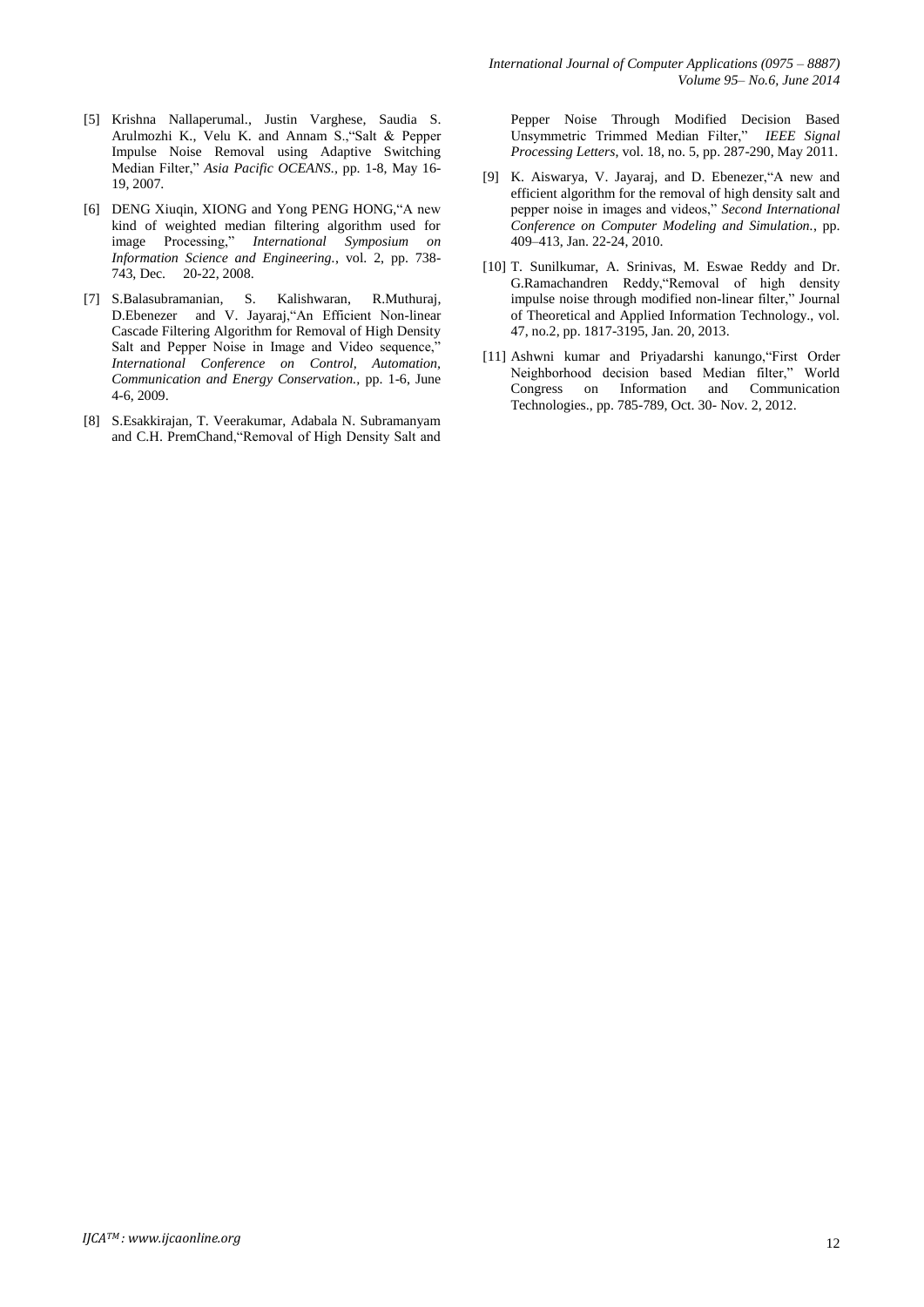[5] Krishna Nallaperumal., Justin Varghese, Saudia S. Arulmozhi K., Velu K. and Annam S.,"Salt & Pepper Impulse Noise Removal using Adaptive Switching Median Filter," *Asia Pacific OCEANS.*, pp. 1-8, May 16-19, 2007.

[6] DENG Xiuqin, XIONG and Yong PENG HONG,"A new kind of weighted median filtering algorithm used for image Processing," *International Symposium on Information Science and Engineering.*, vol. 2, pp. 738-743, Dec. 20-22, 2008.

[7] S.Balasubramanian, S. Kalishwaran, R.Muthuraj, D.Ebenezer and V. Jayaraj,"An Efficient Non-linear Cascade Filtering Algorithm for Removal of High Density Salt and Pepper Noise in Image and Video sequence," *International Conference on Control, Automation, Communication and Energy Conservation.*, pp. 1-6, June 4-6, 2009.

[8] S.Esakkirajan, T. Veerakumar, Adabala N. Subramanyam and C.H. PremChand,"Removal of High Density Salt and Pepper Noise Through Modified Decision Based Unsymmetric Trimmed Median Filter," *IEEE Signal Processing Letters*, vol. 18, no. 5, pp. 287-290, May 2011.

[9] K. Aiswarya, V. Jayaraj, and D. Ebenezer,"A new and efficient algorithm for the removal of high density salt and pepper noise in images and videos," *Second International Conference on Computer Modeling and Simulation.*, pp. 409–413, Jan. 22-24, 2010.

[10] T. Sunilkumar, A. Srinivas, M. Eswae Reddy and Dr. G.Ramachandren Reddy,"Removal of high density impulse noise through modified non-linear filter," Journal of Theoretical and Applied Information Technology., vol. 47, no.2, pp. 1817-3195, Jan. 20, 2013.

[11] Ashwni kumar and Priyadarshi kanungo,"First Order Neighborhood decision based Median filter," World Congress on Information and Communication Technologies., pp. 785-789, Oct. 30- Nov. 2, 2012.